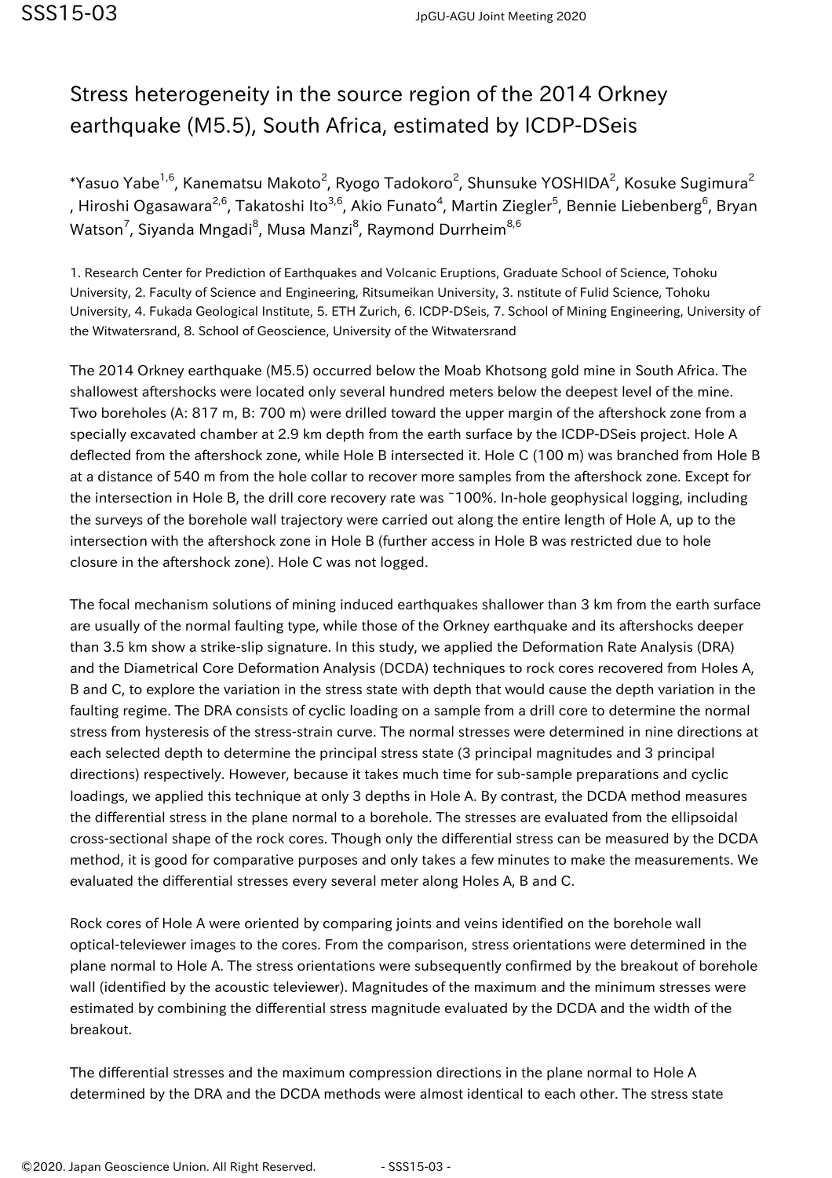# Stress heterogeneity in the source region of the 2014 Orkney earthquake (M5.5), South Africa, estimated by ICDP-DSeis

*Yasuo Yabe[1,6], Kanematsu Makoto[2], Ryogo Tadokoro[2], Shunsuke YOSHIDA[2], Kosuke Sugimura[2], Hiroshi Ogasawara[2,6], Takatoshi Ito[3,6], Akio Funato[4], Martin Ziegler[5], Bennie Liebenberg[6], Bryan Watson[7], Siyanda Mngadi[8], Musa Manzi[8], Raymond Durrheim[8,6]

1. Research Center for Prediction of Earthquakes and Volcanic Eruptions, Graduate School of Science, Tohoku University, 2. Faculty of Science and Engineering, Ritsumeikan University, 3. nstitute of Fulid Science, Tohoku University, 4. Fukada Geological Institute, 5. ETH Zurich, 6. ICDP-DSeis, 7. School of Mining Engineering, University of the Witwatersrand, 8. School of Geoscience, University of the Witwatersrand

The 2014 Orkney earthquake (M5.5) occurred below the Moab Khotsong gold mine in South Africa. The shallowest aftershocks were located only several hundred meters below the deepest level of the mine. Two boreholes (A: 817 m, B: 700 m) were drilled toward the upper margin of the aftershock zone from a specially excavated chamber at 2.9 km depth from the earth surface by the ICDP-DSeis project. Hole A deflected from the aftershock zone, while Hole B intersected it. Hole C (100 m) was branched from Hole B at a distance of 540 m from the hole collar to recover more samples from the aftershock zone. Except for the intersection in Hole B, the drill core recovery rate was ~100%. In-hole geophysical logging, including the surveys of the borehole wall trajectory were carried out along the entire length of Hole A, up to the intersection with the aftershock zone in Hole B (further access in Hole B was restricted due to hole closure in the aftershock zone). Hole C was not logged.

The focal mechanism solutions of mining induced earthquakes shallower than 3 km from the earth surface are usually of the normal faulting type, while those of the Orkney earthquake and its aftershocks deeper than 3.5 km show a strike-slip signature. In this study, we applied the Deformation Rate Analysis (DRA) and the Diametrical Core Deformation Analysis (DCDA) techniques to rock cores recovered from Holes A, B and C, to explore the variation in the stress state with depth that would cause the depth variation in the faulting regime. The DRA consists of cyclic loading on a sample from a drill core to determine the normal stress from hysteresis of the stress-strain curve. The normal stresses were determined in nine directions at each selected depth to determine the principal stress state (3 principal magnitudes and 3 principal directions) respectively. However, because it takes much time for sub-sample preparations and cyclic loadings, we applied this technique at only 3 depths in Hole A. By contrast, the DCDA method measures the differential stress in the plane normal to a borehole. The stresses are evaluated from the ellipsoidal cross-sectional shape of the rock cores. Though only the differential stress can be measured by the DCDA method, it is good for comparative purposes and only takes a few minutes to make the measurements. We evaluated the differential stresses every several meter along Holes A, B and C.

Rock cores of Hole A were oriented by comparing joints and veins identified on the borehole wall optical-televiewer images to the cores. From the comparison, stress orientations were determined in the plane normal to Hole A. The stress orientations were subsequently confirmed by the breakout of borehole wall (identified by the acoustic televiewer). Magnitudes of the maximum and the minimum stresses were estimated by combining the differential stress magnitude evaluated by the DCDA and the width of the breakout.

The differential stresses and the maximum compression directions in the plane normal to Hole A determined by the DRA and the DCDA methods were almost identical to each other. The stress state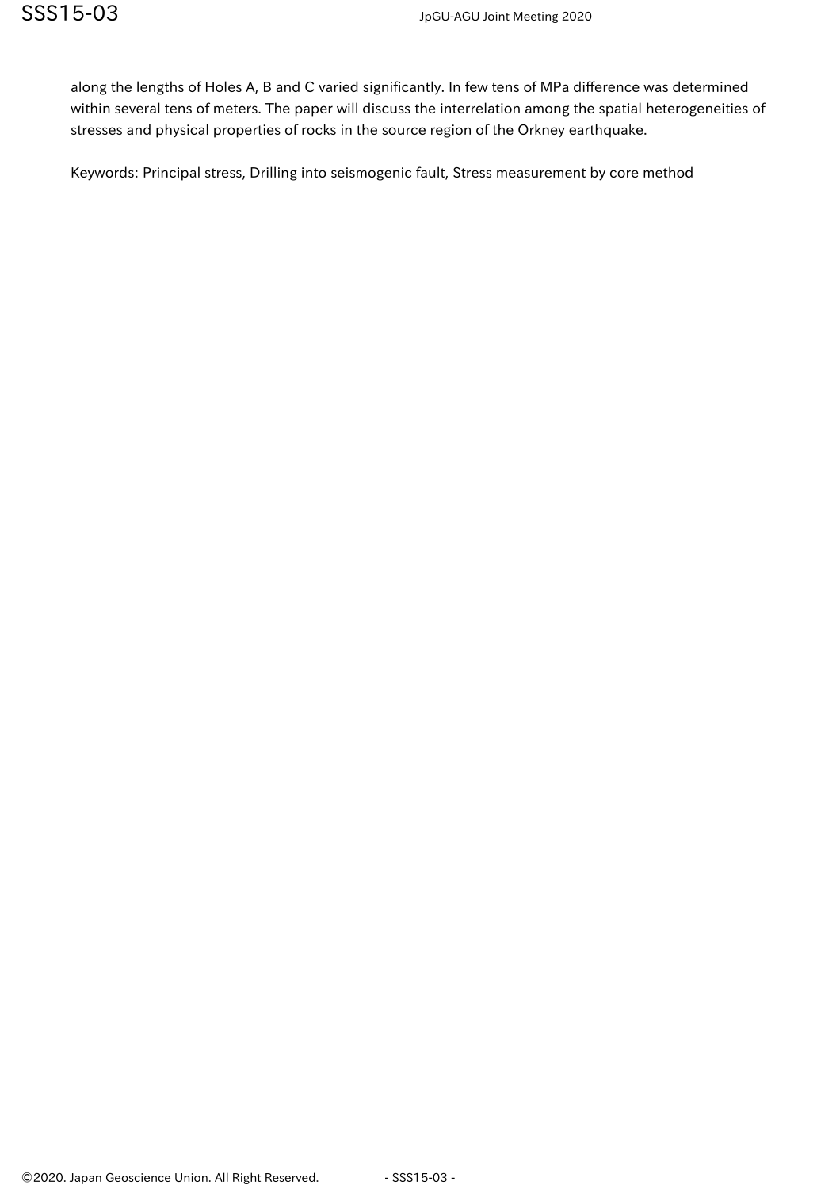along the lengths of Holes A, B and C varied significantly. In few tens of MPa difference was determined within several tens of meters. The paper will discuss the interrelation among the spatial heterogeneities of stresses and physical properties of rocks in the source region of the Orkney earthquake.

Keywords: Principal stress, Drilling into seismogenic fault, Stress measurement by core method